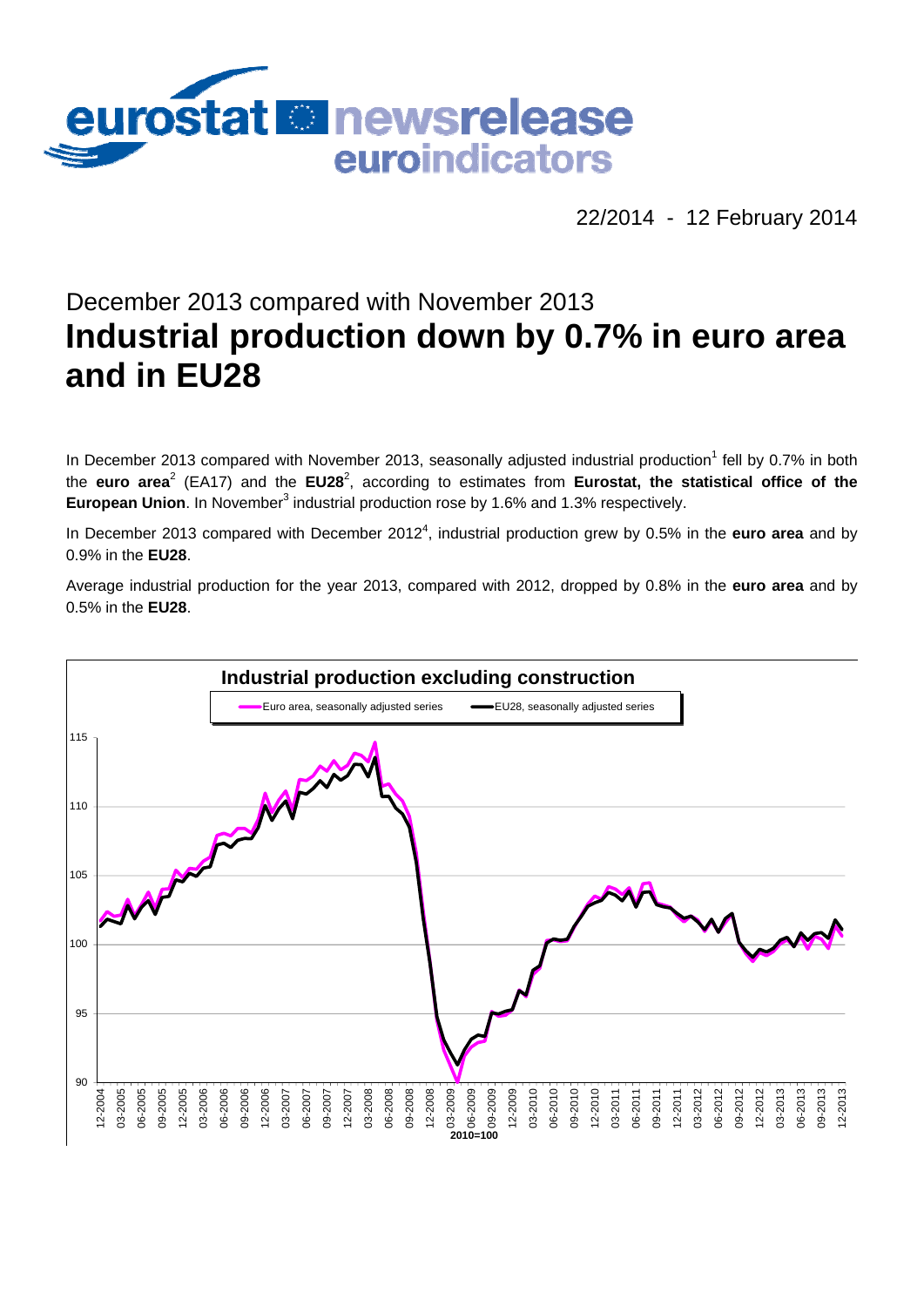eurostat newsrelease euroindicators

22/2014 - 12 February 2014

## December 2013 compared with November 2013

# Industrial production down by 0.7% in euro area and in EU28

In December 2013 compared with November 2013, seasonally adjusted industrial production[1] fell by 0.7% in both the **euro area**[2] (EA17) and the **EU28**[2], according to estimates from **Eurostat, the statistical office of the European Union**. In November[3] industrial production rose by 1.6% and 1.3% respectively.

In December 2013 compared with December 2012[4], industrial production grew by 0.5% in the **euro area** and by 0.9% in the **EU28**.

Average industrial production for the year 2013, compared with 2012, dropped by 0.8% in the **euro area** and by 0.5% in the **EU28**.

**Industrial production excluding construction**

Euro area, seasonally adjusted series — EU28, seasonally adjusted series

2010=100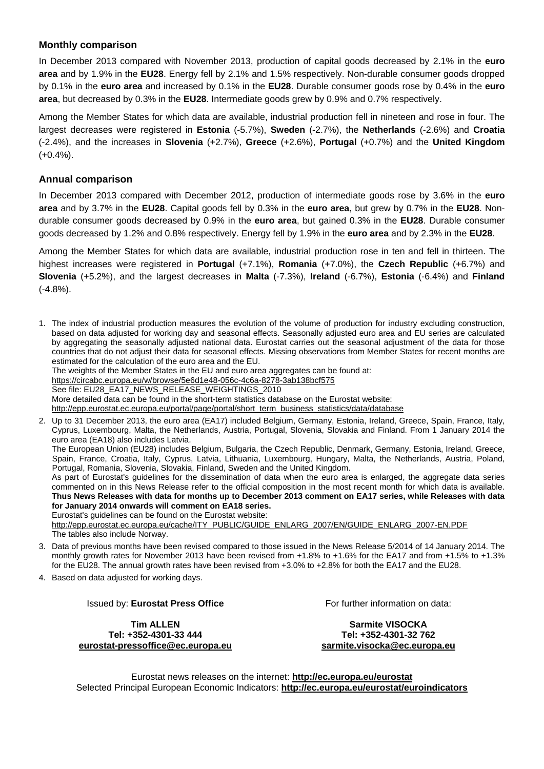## Monthly comparison

In December 2013 compared with November 2013, production of capital goods decreased by 2.1% in the **euro area** and by 1.9% in the **EU28**. Energy fell by 2.1% and 1.5% respectively. Non-durable consumer goods dropped by 0.1% in the **euro area** and increased by 0.1% in the **EU28**. Durable consumer goods rose by 0.4% in the **euro area**, but decreased by 0.3% in the **EU28**. Intermediate goods grew by 0.9% and 0.7% respectively.

Among the Member States for which data are available, industrial production fell in nineteen and rose in four. The largest decreases were registered in **Estonia** (-5.7%), **Sweden** (-2.7%), the **Netherlands** (-2.6%) and **Croatia** (-2.4%), and the increases in **Slovenia** (+2.7%), **Greece** (+2.6%), **Portugal** (+0.7%) and the **United Kingdom** (+0.4%).

## Annual comparison

In December 2013 compared with December 2012, production of intermediate goods rose by 3.6% in the **euro area** and by 3.7% in the **EU28**. Capital goods fell by 0.3% in the **euro area**, but grew by 0.7% in the **EU28**. Non-durable consumer goods decreased by 0.9% in the **euro area**, but gained 0.3% in the **EU28**. Durable consumer goods decreased by 1.2% and 0.8% respectively. Energy fell by 1.9% in the **euro area** and by 2.3% in the **EU28**.

Among the Member States for which data are available, industrial production rose in ten and fell in thirteen. The highest increases were registered in **Portugal** (+7.1%), **Romania** (+7.0%), the **Czech Republic** (+6.7%) and **Slovenia** (+5.2%), and the largest decreases in **Malta** (-7.3%), **Ireland** (-6.7%), **Estonia** (-6.4%) and **Finland** (-4.8%).

1. The index of industrial production measures the evolution of the volume of production for industry excluding construction, based on data adjusted for working day and seasonal effects. Seasonally adjusted euro area and EU series are calculated by aggregating the seasonally adjusted national data. Eurostat carries out the seasonal adjustment of the data for those countries that do not adjust their data for seasonal effects. Missing observations from Member States for recent months are estimated for the calculation of the euro area and the EU.
   The weights of the Member States in the EU and euro area aggregates can be found at:
   https://circabc.europa.eu/w/browse/5e6d1e48-056c-4c6a-8278-3ab138bcf575
   See file: EU28_EA17_NEWS_RELEASE_WEIGHTINGS_2010
   More detailed data can be found in the short-term statistics database on the Eurostat website:
   http://epp.eurostat.ec.europa.eu/portal/page/portal/short_term_business_statistics/data/database
2. Up to 31 December 2013, the euro area (EA17) included Belgium, Germany, Estonia, Ireland, Greece, Spain, France, Italy, Cyprus, Luxembourg, Malta, the Netherlands, Austria, Portugal, Slovenia, Slovakia and Finland. From 1 January 2014 the euro area (EA18) also includes Latvia.
   The European Union (EU28) includes Belgium, Bulgaria, the Czech Republic, Denmark, Germany, Estonia, Ireland, Greece, Spain, France, Croatia, Italy, Cyprus, Latvia, Lithuania, Luxembourg, Hungary, Malta, the Netherlands, Austria, Poland, Portugal, Romania, Slovenia, Slovakia, Finland, Sweden and the United Kingdom.
   As part of Eurostat's guidelines for the dissemination of data when the euro area is enlarged, the aggregate data series commented on in this News Release refer to the official composition in the most recent month for which data is available. **Thus News Releases with data for months up to December 2013 comment on EA17 series, while Releases with data for January 2014 onwards will comment on EA18 series.**
   Eurostat's guidelines can be found on the Eurostat website:
   http://epp.eurostat.ec.europa.eu/cache/ITY_PUBLIC/GUIDE_ENLARG_2007/EN/GUIDE_ENLARG_2007-EN.PDF
   The tables also include Norway.
3. Data of previous months have been revised compared to those issued in the News Release 5/2014 of 14 January 2014. The monthly growth rates for November 2013 have been revised from +1.8% to +1.6% for the EA17 and from +1.5% to +1.3% for the EU28. The annual growth rates have been revised from +3.0% to +2.8% for both the EA17 and the EU28.
4. Based on data adjusted for working days.

Issued by: **Eurostat Press Office**

**Tim ALLEN**
**Tel: +352-4301-33 444**
**eurostat-pressoffice@ec.europa.eu**

For further information on data:

**Sarmite VISOCKA**
**Tel: +352-4301-32 762**
**sarmite.visocka@ec.europa.eu**

Eurostat news releases on the internet: **http://ec.europa.eu/eurostat**
Selected Principal European Economic Indicators: **http://ec.europa.eu/eurostat/euroindicators**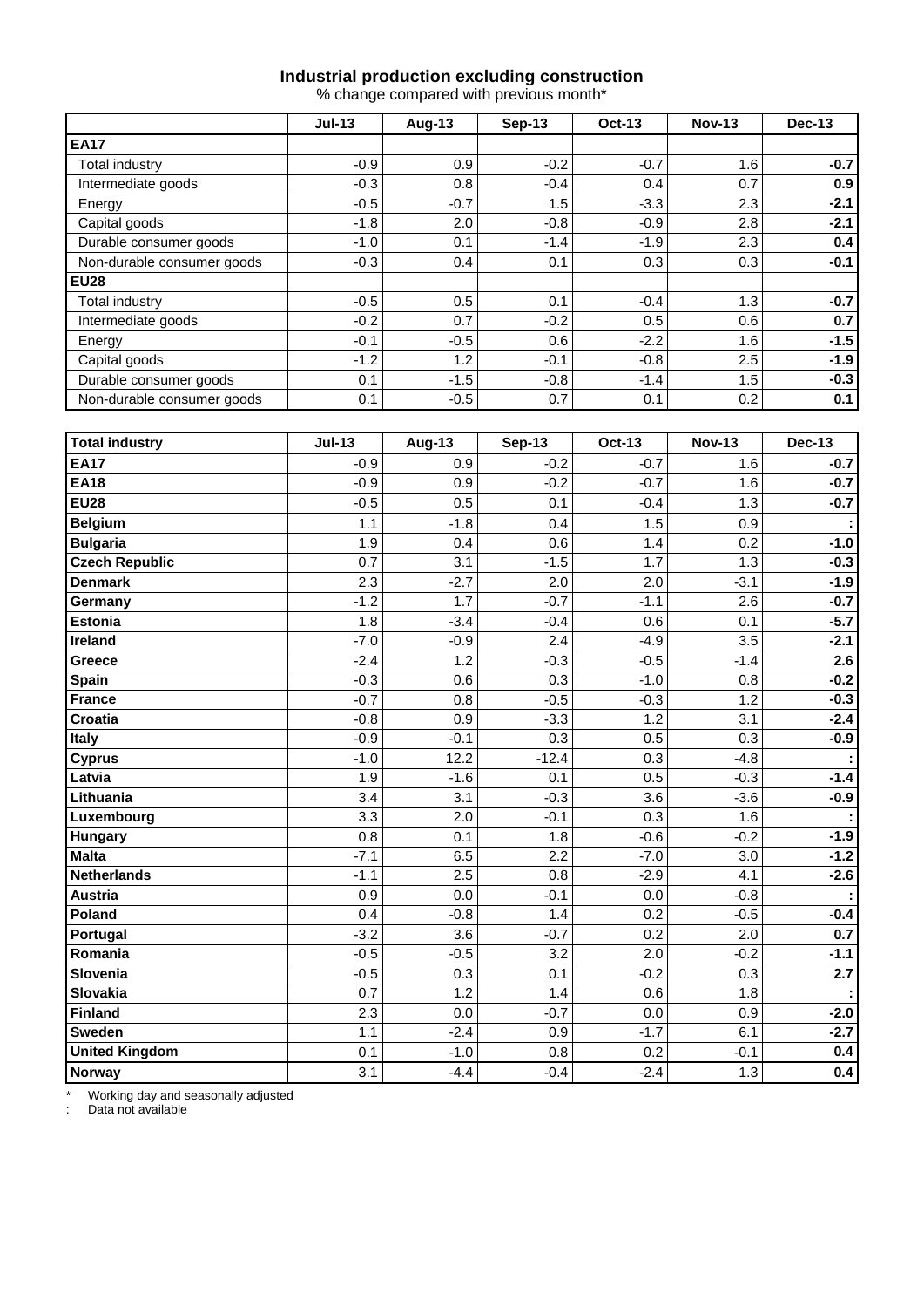# Industrial production excluding construction

% change compared with previous month*

| | Jul-13 | Aug-13 | Sep-13 | Oct-13 | Nov-13 | Dec-13 |
|---|---|---|---|---|---|---|
| **EA17** | | | | | | |
| Total industry | -0.9 | 0.9 | -0.2 | -0.7 | 1.6 | **-0.7** |
| Intermediate goods | -0.3 | 0.8 | -0.4 | 0.4 | 0.7 | **0.9** |
| Energy | -0.5 | -0.7 | 1.5 | -3.3 | 2.3 | **-2.1** |
| Capital goods | -1.8 | 2.0 | -0.8 | -0.9 | 2.8 | **-2.1** |
| Durable consumer goods | -1.0 | 0.1 | -1.4 | -1.9 | 2.3 | **0.4** |
| Non-durable consumer goods | -0.3 | 0.4 | 0.1 | 0.3 | 0.3 | **-0.1** |
| **EU28** | | | | | | |
| Total industry | -0.5 | 0.5 | 0.1 | -0.4 | 1.3 | **-0.7** |
| Intermediate goods | -0.2 | 0.7 | -0.2 | 0.5 | 0.6 | **0.7** |
| Energy | -0.1 | -0.5 | 0.6 | -2.2 | 1.6 | **-1.5** |
| Capital goods | -1.2 | 1.2 | -0.1 | -0.8 | 2.5 | **-1.9** |
| Durable consumer goods | 0.1 | -1.5 | -0.8 | -1.4 | 1.5 | **-0.3** |
| Non-durable consumer goods | 0.1 | -0.5 | 0.7 | 0.1 | 0.2 | **0.1** |

| Total industry | Jul-13 | Aug-13 | Sep-13 | Oct-13 | Nov-13 | Dec-13 |
|---|---|---|---|---|---|---|
| **EA17** | -0.9 | 0.9 | -0.2 | -0.7 | 1.6 | **-0.7** |
| **EA18** | -0.9 | 0.9 | -0.2 | -0.7 | 1.6 | **-0.7** |
| **EU28** | -0.5 | 0.5 | 0.1 | -0.4 | 1.3 | **-0.7** |
| **Belgium** | 1.1 | -1.8 | 0.4 | 1.5 | 0.9 | **:** |
| **Bulgaria** | 1.9 | 0.4 | 0.6 | 1.4 | 0.2 | **-1.0** |
| **Czech Republic** | 0.7 | 3.1 | -1.5 | 1.7 | 1.3 | **-0.3** |
| **Denmark** | 2.3 | -2.7 | 2.0 | 2.0 | -3.1 | **-1.9** |
| **Germany** | -1.2 | 1.7 | -0.7 | -1.1 | 2.6 | **-0.7** |
| **Estonia** | 1.8 | -3.4 | -0.4 | 0.6 | 0.1 | **-5.7** |
| **Ireland** | -7.0 | -0.9 | 2.4 | -4.9 | 3.5 | **-2.1** |
| **Greece** | -2.4 | 1.2 | -0.3 | -0.5 | -1.4 | **2.6** |
| **Spain** | -0.3 | 0.6 | 0.3 | -1.0 | 0.8 | **-0.2** |
| **France** | -0.7 | 0.8 | -0.5 | -0.3 | 1.2 | **-0.3** |
| **Croatia** | -0.8 | 0.9 | -3.3 | 1.2 | 3.1 | **-2.4** |
| **Italy** | -0.9 | -0.1 | 0.3 | 0.5 | 0.3 | **-0.9** |
| **Cyprus** | -1.0 | 12.2 | -12.4 | 0.3 | -4.8 | **:** |
| **Latvia** | 1.9 | -1.6 | 0.1 | 0.5 | -0.3 | **-1.4** |
| **Lithuania** | 3.4 | 3.1 | -0.3 | 3.6 | -3.6 | **-0.9** |
| **Luxembourg** | 3.3 | 2.0 | -0.1 | 0.3 | 1.6 | **:** |
| **Hungary** | 0.8 | 0.1 | 1.8 | -0.6 | -0.2 | **-1.9** |
| **Malta** | -7.1 | 6.5 | 2.2 | -7.0 | 3.0 | **-1.2** |
| **Netherlands** | -1.1 | 2.5 | 0.8 | -2.9 | 4.1 | **-2.6** |
| **Austria** | 0.9 | 0.0 | -0.1 | 0.0 | -0.8 | **:** |
| **Poland** | 0.4 | -0.8 | 1.4 | 0.2 | -0.5 | **-0.4** |
| **Portugal** | -3.2 | 3.6 | -0.7 | 0.2 | 2.0 | **0.7** |
| **Romania** | -0.5 | -0.5 | 3.2 | 2.0 | -0.2 | **-1.1** |
| **Slovenia** | -0.5 | 0.3 | 0.1 | -0.2 | 0.3 | **2.7** |
| **Slovakia** | 0.7 | 1.2 | 1.4 | 0.6 | 1.8 | **:** |
| **Finland** | 2.3 | 0.0 | -0.7 | 0.0 | 0.9 | **-2.0** |
| **Sweden** | 1.1 | -2.4 | 0.9 | -1.7 | 6.1 | **-2.7** |
| **United Kingdom** | 0.1 | -1.0 | 0.8 | 0.2 | -0.1 | **0.4** |
| **Norway** | 3.1 | -4.4 | -0.4 | -2.4 | 1.3 | **0.4** |

\* Working day and seasonally adjusted

: Data not available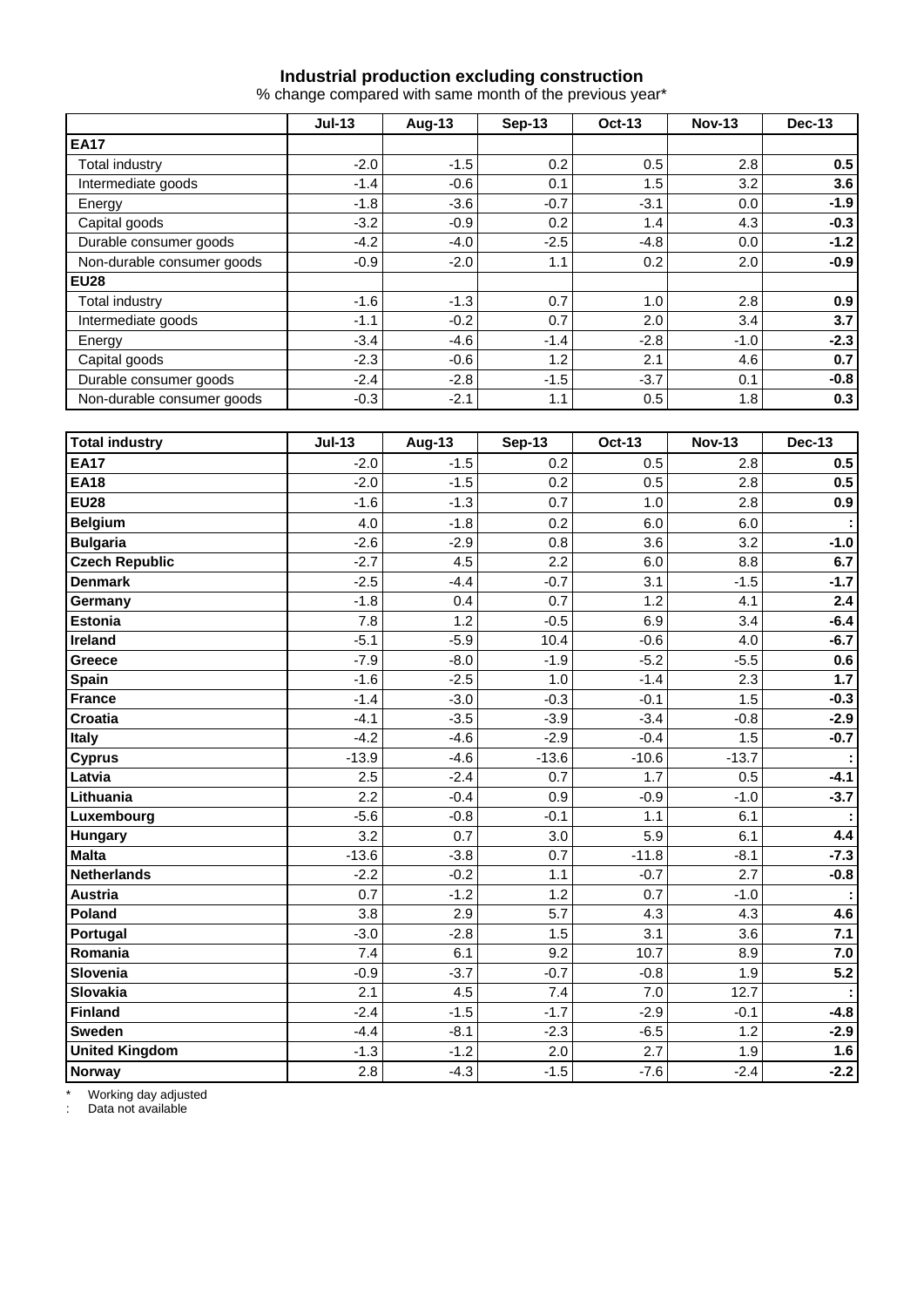## Industrial production excluding construction

% change compared with same month of the previous year*

| | Jul-13 | Aug-13 | Sep-13 | Oct-13 | Nov-13 | Dec-13 |
|---|---|---|---|---|---|---|
| **EA17** | | | | | | |
| Total industry | -2.0 | -1.5 | 0.2 | 0.5 | 2.8 | **0.5** |
| Intermediate goods | -1.4 | -0.6 | 0.1 | 1.5 | 3.2 | **3.6** |
| Energy | -1.8 | -3.6 | -0.7 | -3.1 | 0.0 | **-1.9** |
| Capital goods | -3.2 | -0.9 | 0.2 | 1.4 | 4.3 | **-0.3** |
| Durable consumer goods | -4.2 | -4.0 | -2.5 | -4.8 | 0.0 | **-1.2** |
| Non-durable consumer goods | -0.9 | -2.0 | 1.1 | 0.2 | 2.0 | **-0.9** |
| **EU28** | | | | | | |
| Total industry | -1.6 | -1.3 | 0.7 | 1.0 | 2.8 | **0.9** |
| Intermediate goods | -1.1 | -0.2 | 0.7 | 2.0 | 3.4 | **3.7** |
| Energy | -3.4 | -4.6 | -1.4 | -2.8 | -1.0 | **-2.3** |
| Capital goods | -2.3 | -0.6 | 1.2 | 2.1 | 4.6 | **0.7** |
| Durable consumer goods | -2.4 | -2.8 | -1.5 | -3.7 | 0.1 | **-0.8** |
| Non-durable consumer goods | -0.3 | -2.1 | 1.1 | 0.5 | 1.8 | **0.3** |

| **Total industry** | Jul-13 | Aug-13 | Sep-13 | Oct-13 | Nov-13 | Dec-13 |
|---|---|---|---|---|---|---|
| **EA17** | -2.0 | -1.5 | 0.2 | 0.5 | 2.8 | **0.5** |
| **EA18** | -2.0 | -1.5 | 0.2 | 0.5 | 2.8 | **0.5** |
| **EU28** | -1.6 | -1.3 | 0.7 | 1.0 | 2.8 | **0.9** |
| **Belgium** | 4.0 | -1.8 | 0.2 | 6.0 | 6.0 | **:** |
| **Bulgaria** | -2.6 | -2.9 | 0.8 | 3.6 | 3.2 | **-1.0** |
| **Czech Republic** | -2.7 | 4.5 | 2.2 | 6.0 | 8.8 | **6.7** |
| **Denmark** | -2.5 | -4.4 | -0.7 | 3.1 | -1.5 | **-1.7** |
| **Germany** | -1.8 | 0.4 | 0.7 | 1.2 | 4.1 | **2.4** |
| **Estonia** | 7.8 | 1.2 | -0.5 | 6.9 | 3.4 | **-6.4** |
| **Ireland** | -5.1 | -5.9 | 10.4 | -0.6 | 4.0 | **-6.7** |
| **Greece** | -7.9 | -8.0 | -1.9 | -5.2 | -5.5 | **0.6** |
| **Spain** | -1.6 | -2.5 | 1.0 | -1.4 | 2.3 | **1.7** |
| **France** | -1.4 | -3.0 | -0.3 | -0.1 | 1.5 | **-0.3** |
| **Croatia** | -4.1 | -3.5 | -3.9 | -3.4 | -0.8 | **-2.9** |
| **Italy** | -4.2 | -4.6 | -2.9 | -0.4 | 1.5 | **-0.7** |
| **Cyprus** | -13.9 | -4.6 | -13.6 | -10.6 | -13.7 | **:** |
| **Latvia** | 2.5 | -2.4 | 0.7 | 1.7 | 0.5 | **-4.1** |
| **Lithuania** | 2.2 | -0.4 | 0.9 | -0.9 | -1.0 | **-3.7** |
| **Luxembourg** | -5.6 | -0.8 | -0.1 | 1.1 | 6.1 | **:** |
| **Hungary** | 3.2 | 0.7 | 3.0 | 5.9 | 6.1 | **4.4** |
| **Malta** | -13.6 | -3.8 | 0.7 | -11.8 | -8.1 | **-7.3** |
| **Netherlands** | -2.2 | -0.2 | 1.1 | -0.7 | 2.7 | **-0.8** |
| **Austria** | 0.7 | -1.2 | 1.2 | 0.7 | -1.0 | **:** |
| **Poland** | 3.8 | 2.9 | 5.7 | 4.3 | 4.3 | **4.6** |
| **Portugal** | -3.0 | -2.8 | 1.5 | 3.1 | 3.6 | **7.1** |
| **Romania** | 7.4 | 6.1 | 9.2 | 10.7 | 8.9 | **7.0** |
| **Slovenia** | -0.9 | -3.7 | -0.7 | -0.8 | 1.9 | **5.2** |
| **Slovakia** | 2.1 | 4.5 | 7.4 | 7.0 | 12.7 | **:** |
| **Finland** | -2.4 | -1.5 | -1.7 | -2.9 | -0.1 | **-4.8** |
| **Sweden** | -4.4 | -8.1 | -2.3 | -6.5 | 1.2 | **-2.9** |
| **United Kingdom** | -1.3 | -1.2 | 2.0 | 2.7 | 1.9 | **1.6** |
| **Norway** | 2.8 | -4.3 | -1.5 | -7.6 | -2.4 | **-2.2** |

\* Working day adjusted

: Data not available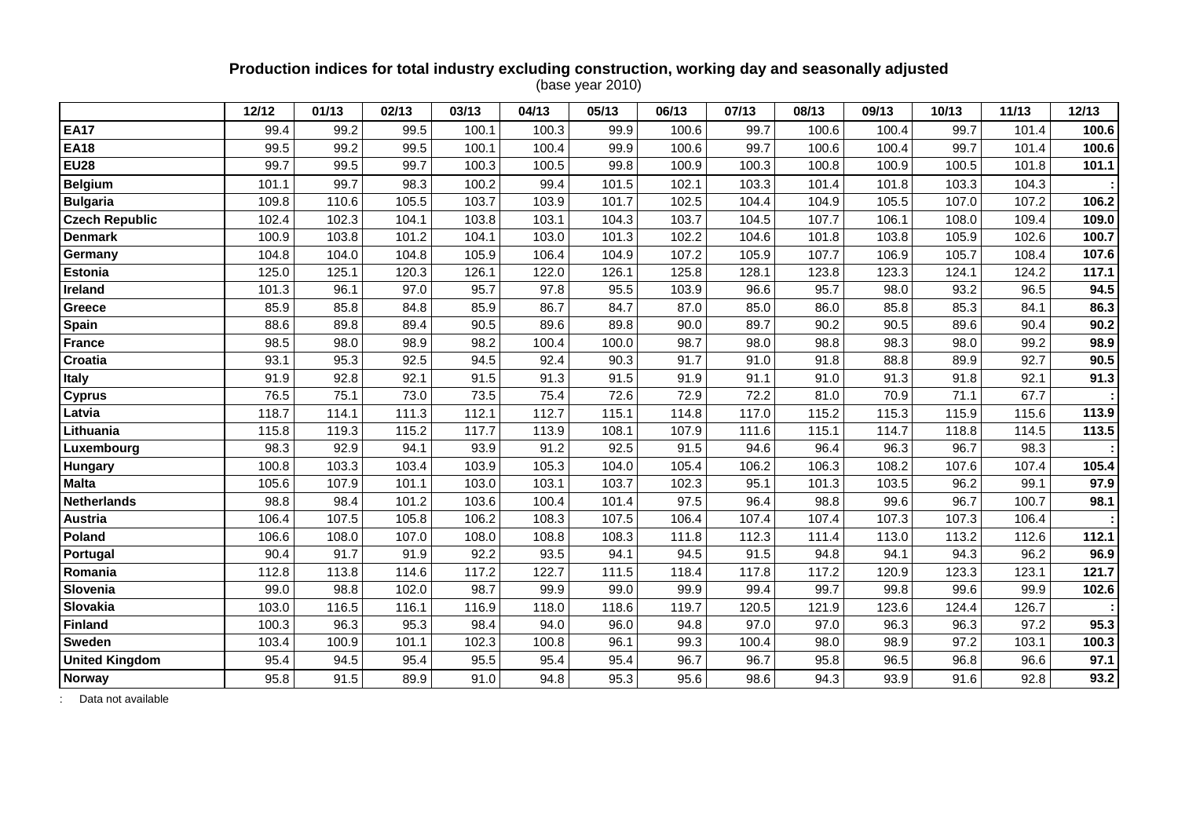**Production indices for total industry excluding construction, working day and seasonally adjusted**
(base year 2010)

| | 12/12 | 01/13 | 02/13 | 03/13 | 04/13 | 05/13 | 06/13 | 07/13 | 08/13 | 09/13 | 10/13 | 11/13 | 12/13 |
|---|---|---|---|---|---|---|---|---|---|---|---|---|---|
| **EA17** | 99.4 | 99.2 | 99.5 | 100.1 | 100.3 | 99.9 | 100.6 | 99.7 | 100.6 | 100.4 | 99.7 | 101.4 | **100.6** |
| **EA18** | 99.5 | 99.2 | 99.5 | 100.1 | 100.4 | 99.9 | 100.6 | 99.7 | 100.6 | 100.4 | 99.7 | 101.4 | **100.6** |
| **EU28** | 99.7 | 99.5 | 99.7 | 100.3 | 100.5 | 99.8 | 100.9 | 100.3 | 100.8 | 100.9 | 100.5 | 101.8 | **101.1** |
| **Belgium** | 101.1 | 99.7 | 98.3 | 100.2 | 99.4 | 101.5 | 102.1 | 103.3 | 101.4 | 101.8 | 103.3 | 104.3 | **:** |
| **Bulgaria** | 109.8 | 110.6 | 105.5 | 103.7 | 103.9 | 101.7 | 102.5 | 104.4 | 104.9 | 105.5 | 107.0 | 107.2 | **106.2** |
| **Czech Republic** | 102.4 | 102.3 | 104.1 | 103.8 | 103.1 | 104.3 | 103.7 | 104.5 | 107.7 | 106.1 | 108.0 | 109.4 | **109.0** |
| **Denmark** | 100.9 | 103.8 | 101.2 | 104.1 | 103.0 | 101.3 | 102.2 | 104.6 | 101.8 | 103.8 | 105.9 | 102.6 | **100.7** |
| **Germany** | 104.8 | 104.0 | 104.8 | 105.9 | 106.4 | 104.9 | 107.2 | 105.9 | 107.7 | 106.9 | 105.7 | 108.4 | **107.6** |
| **Estonia** | 125.0 | 125.1 | 120.3 | 126.1 | 122.0 | 126.1 | 125.8 | 128.1 | 123.8 | 123.3 | 124.1 | 124.2 | **117.1** |
| **Ireland** | 101.3 | 96.1 | 97.0 | 95.7 | 97.8 | 95.5 | 103.9 | 96.6 | 95.7 | 98.0 | 93.2 | 96.5 | **94.5** |
| **Greece** | 85.9 | 85.8 | 84.8 | 85.9 | 86.7 | 84.7 | 87.0 | 85.0 | 86.0 | 85.8 | 85.3 | 84.1 | **86.3** |
| **Spain** | 88.6 | 89.8 | 89.4 | 90.5 | 89.6 | 89.8 | 90.0 | 89.7 | 90.2 | 90.5 | 89.6 | 90.4 | **90.2** |
| **France** | 98.5 | 98.0 | 98.9 | 98.2 | 100.4 | 100.0 | 98.7 | 98.0 | 98.8 | 98.3 | 98.0 | 99.2 | **98.9** |
| **Croatia** | 93.1 | 95.3 | 92.5 | 94.5 | 92.4 | 90.3 | 91.7 | 91.0 | 91.8 | 88.8 | 89.9 | 92.7 | **90.5** |
| **Italy** | 91.9 | 92.8 | 92.1 | 91.5 | 91.3 | 91.5 | 91.9 | 91.1 | 91.0 | 91.3 | 91.8 | 92.1 | **91.3** |
| **Cyprus** | 76.5 | 75.1 | 73.0 | 73.5 | 75.4 | 72.6 | 72.9 | 72.2 | 81.0 | 70.9 | 71.1 | 67.7 | **:** |
| **Latvia** | 118.7 | 114.1 | 111.3 | 112.1 | 112.7 | 115.1 | 114.8 | 117.0 | 115.2 | 115.3 | 115.9 | 115.6 | **113.9** |
| **Lithuania** | 115.8 | 119.3 | 115.2 | 117.7 | 113.9 | 108.1 | 107.9 | 111.6 | 115.1 | 114.7 | 118.8 | 114.5 | **113.5** |
| **Luxembourg** | 98.3 | 92.9 | 94.1 | 93.9 | 91.2 | 92.5 | 91.5 | 94.6 | 96.4 | 96.3 | 96.7 | 98.3 | **:** |
| **Hungary** | 100.8 | 103.3 | 103.4 | 103.9 | 105.3 | 104.0 | 105.4 | 106.2 | 106.3 | 108.2 | 107.6 | 107.4 | **105.4** |
| **Malta** | 105.6 | 107.9 | 101.1 | 103.0 | 103.1 | 103.7 | 102.3 | 95.1 | 101.3 | 103.5 | 96.2 | 99.1 | **97.9** |
| **Netherlands** | 98.8 | 98.4 | 101.2 | 103.6 | 100.4 | 101.4 | 97.5 | 96.4 | 98.8 | 99.6 | 96.7 | 100.7 | **98.1** |
| **Austria** | 106.4 | 107.5 | 105.8 | 106.2 | 108.3 | 107.5 | 106.4 | 107.4 | 107.4 | 107.3 | 107.3 | 106.4 | **:** |
| **Poland** | 106.6 | 108.0 | 107.0 | 108.0 | 108.8 | 108.3 | 111.8 | 112.3 | 111.4 | 113.0 | 113.2 | 112.6 | **112.1** |
| **Portugal** | 90.4 | 91.7 | 91.9 | 92.2 | 93.5 | 94.1 | 94.5 | 91.5 | 94.8 | 94.1 | 94.3 | 96.2 | **96.9** |
| **Romania** | 112.8 | 113.8 | 114.6 | 117.2 | 122.7 | 111.5 | 118.4 | 117.8 | 117.2 | 120.9 | 123.3 | 123.1 | **121.7** |
| **Slovenia** | 99.0 | 98.8 | 102.0 | 98.7 | 99.9 | 99.0 | 99.9 | 99.4 | 99.7 | 99.8 | 99.6 | 99.9 | **102.6** |
| **Slovakia** | 103.0 | 116.5 | 116.1 | 116.9 | 118.0 | 118.6 | 119.7 | 120.5 | 121.9 | 123.6 | 124.4 | 126.7 | **:** |
| **Finland** | 100.3 | 96.3 | 95.3 | 98.4 | 94.0 | 96.0 | 94.8 | 97.0 | 97.0 | 96.3 | 96.3 | 97.2 | **95.3** |
| **Sweden** | 103.4 | 100.9 | 101.1 | 102.3 | 100.8 | 96.1 | 99.3 | 100.4 | 98.0 | 98.9 | 97.2 | 103.1 | **100.3** |
| **United Kingdom** | 95.4 | 94.5 | 95.4 | 95.5 | 95.4 | 95.4 | 96.7 | 96.7 | 95.8 | 96.5 | 96.8 | 96.6 | **97.1** |
| **Norway** | 95.8 | 91.5 | 89.9 | 91.0 | 94.8 | 95.3 | 95.6 | 98.6 | 94.3 | 93.9 | 91.6 | 92.8 | **93.2** |

: Data not available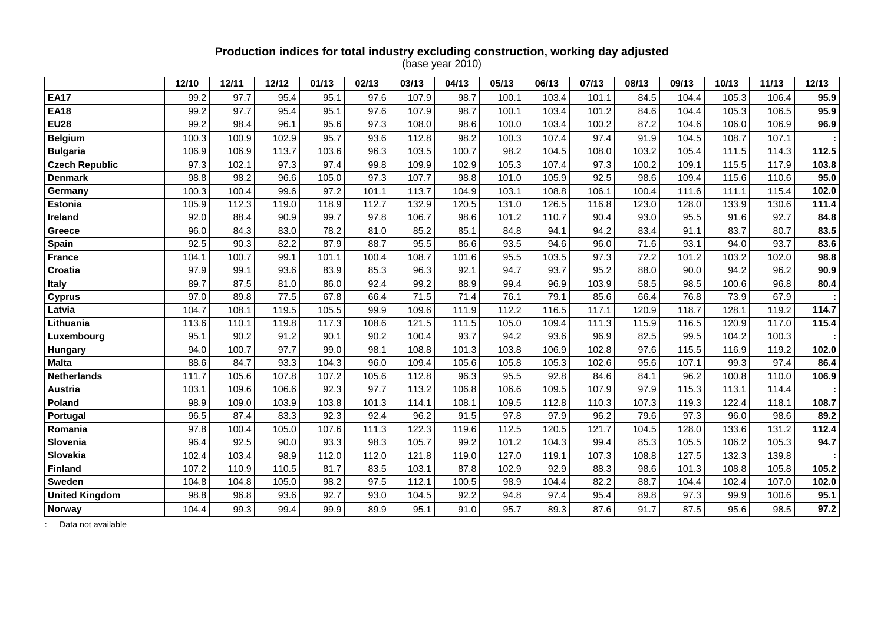**Production indices for total industry excluding construction, working day adjusted**

(base year 2010)

| | 12/10 | 12/11 | 12/12 | 01/13 | 02/13 | 03/13 | 04/13 | 05/13 | 06/13 | 07/13 | 08/13 | 09/13 | 10/13 | 11/13 | 12/13 |
|---|---|---|---|---|---|---|---|---|---|---|---|---|---|---|---|
| **EA17** | 99.2 | 97.7 | 95.4 | 95.1 | 97.6 | 107.9 | 98.7 | 100.1 | 103.4 | 101.1 | 84.5 | 104.4 | 105.3 | 106.4 | **95.9** |
| **EA18** | 99.2 | 97.7 | 95.4 | 95.1 | 97.6 | 107.9 | 98.7 | 100.1 | 103.4 | 101.2 | 84.6 | 104.4 | 105.3 | 106.5 | **95.9** |
| **EU28** | 99.2 | 98.4 | 96.1 | 95.6 | 97.3 | 108.0 | 98.6 | 100.0 | 103.4 | 100.2 | 87.2 | 104.6 | 106.0 | 106.9 | **96.9** |
| **Belgium** | 100.3 | 100.9 | 102.9 | 95.7 | 93.6 | 112.8 | 98.2 | 100.3 | 107.4 | 97.4 | 91.9 | 104.5 | 108.7 | 107.1 | **:** |
| **Bulgaria** | 106.9 | 106.9 | 113.7 | 103.6 | 96.3 | 103.5 | 100.7 | 98.2 | 104.5 | 108.0 | 103.2 | 105.4 | 111.5 | 114.3 | **112.5** |
| **Czech Republic** | 97.3 | 102.1 | 97.3 | 97.4 | 99.8 | 109.9 | 102.9 | 105.3 | 107.4 | 97.3 | 100.2 | 109.1 | 115.5 | 117.9 | **103.8** |
| **Denmark** | 98.8 | 98.2 | 96.6 | 105.0 | 97.3 | 107.7 | 98.8 | 101.0 | 105.9 | 92.5 | 98.6 | 109.4 | 115.6 | 110.6 | **95.0** |
| **Germany** | 100.3 | 100.4 | 99.6 | 97.2 | 101.1 | 113.7 | 104.9 | 103.1 | 108.8 | 106.1 | 100.4 | 111.6 | 111.1 | 115.4 | **102.0** |
| **Estonia** | 105.9 | 112.3 | 119.0 | 118.9 | 112.7 | 132.9 | 120.5 | 131.0 | 126.5 | 116.8 | 123.0 | 128.0 | 133.9 | 130.6 | **111.4** |
| **Ireland** | 92.0 | 88.4 | 90.9 | 99.7 | 97.8 | 106.7 | 98.6 | 101.2 | 110.7 | 90.4 | 93.0 | 95.5 | 91.6 | 92.7 | **84.8** |
| **Greece** | 96.0 | 84.3 | 83.0 | 78.2 | 81.0 | 85.2 | 85.1 | 84.8 | 94.1 | 94.2 | 83.4 | 91.1 | 83.7 | 80.7 | **83.5** |
| **Spain** | 92.5 | 90.3 | 82.2 | 87.9 | 88.7 | 95.5 | 86.6 | 93.5 | 94.6 | 96.0 | 71.6 | 93.1 | 94.0 | 93.7 | **83.6** |
| **France** | 104.1 | 100.7 | 99.1 | 101.1 | 100.4 | 108.7 | 101.6 | 95.5 | 103.5 | 97.3 | 72.2 | 101.2 | 103.2 | 102.0 | **98.8** |
| **Croatia** | 97.9 | 99.1 | 93.6 | 83.9 | 85.3 | 96.3 | 92.1 | 94.7 | 93.7 | 95.2 | 88.0 | 90.0 | 94.2 | 96.2 | **90.9** |
| **Italy** | 89.7 | 87.5 | 81.0 | 86.0 | 92.4 | 99.2 | 88.9 | 99.4 | 96.9 | 103.9 | 58.5 | 98.5 | 100.6 | 96.8 | **80.4** |
| **Cyprus** | 97.0 | 89.8 | 77.5 | 67.8 | 66.4 | 71.5 | 71.4 | 76.1 | 79.1 | 85.6 | 66.4 | 76.8 | 73.9 | 67.9 | **:** |
| **Latvia** | 104.7 | 108.1 | 119.5 | 105.5 | 99.9 | 109.6 | 111.9 | 112.2 | 116.5 | 117.1 | 120.9 | 118.7 | 128.1 | 119.2 | **114.7** |
| **Lithuania** | 113.6 | 110.1 | 119.8 | 117.3 | 108.6 | 121.5 | 111.5 | 105.0 | 109.4 | 111.3 | 115.9 | 116.5 | 120.9 | 117.0 | **115.4** |
| **Luxembourg** | 95.1 | 90.2 | 91.2 | 90.1 | 90.2 | 100.4 | 93.7 | 94.2 | 93.6 | 96.9 | 82.5 | 99.5 | 104.2 | 100.3 | **:** |
| **Hungary** | 94.0 | 100.7 | 97.7 | 99.0 | 98.1 | 108.8 | 101.3 | 103.8 | 106.9 | 102.8 | 97.6 | 115.5 | 116.9 | 119.2 | **102.0** |
| **Malta** | 88.6 | 84.7 | 93.3 | 104.3 | 96.0 | 109.4 | 105.6 | 105.8 | 105.3 | 102.6 | 95.6 | 107.1 | 99.3 | 97.4 | **86.4** |
| **Netherlands** | 111.7 | 105.6 | 107.8 | 107.2 | 105.6 | 112.8 | 96.3 | 95.5 | 92.8 | 84.6 | 84.1 | 96.2 | 100.8 | 110.0 | **106.9** |
| **Austria** | 103.1 | 109.6 | 106.6 | 92.3 | 97.7 | 113.2 | 106.8 | 106.6 | 109.5 | 107.9 | 97.9 | 115.3 | 113.1 | 114.4 | **:** |
| **Poland** | 98.9 | 109.0 | 103.9 | 103.8 | 101.3 | 114.1 | 108.1 | 109.5 | 112.8 | 110.3 | 107.3 | 119.3 | 122.4 | 118.1 | **108.7** |
| **Portugal** | 96.5 | 87.4 | 83.3 | 92.3 | 92.4 | 96.2 | 91.5 | 97.8 | 97.9 | 96.2 | 79.6 | 97.3 | 96.0 | 98.6 | **89.2** |
| **Romania** | 97.8 | 100.4 | 105.0 | 107.6 | 111.3 | 122.3 | 119.6 | 112.5 | 120.5 | 121.7 | 104.5 | 128.0 | 133.6 | 131.2 | **112.4** |
| **Slovenia** | 96.4 | 92.5 | 90.0 | 93.3 | 98.3 | 105.7 | 99.2 | 101.2 | 104.3 | 99.4 | 85.3 | 105.5 | 106.2 | 105.3 | **94.7** |
| **Slovakia** | 102.4 | 103.4 | 98.9 | 112.0 | 112.0 | 121.8 | 119.0 | 127.0 | 119.1 | 107.3 | 108.8 | 127.5 | 132.3 | 139.8 | **:** |
| **Finland** | 107.2 | 110.9 | 110.5 | 81.7 | 83.5 | 103.1 | 87.8 | 102.9 | 92.9 | 88.3 | 98.6 | 101.3 | 108.8 | 105.8 | **105.2** |
| **Sweden** | 104.8 | 104.8 | 105.0 | 98.2 | 97.5 | 112.1 | 100.5 | 98.9 | 104.4 | 82.2 | 88.7 | 104.4 | 102.4 | 107.0 | **102.0** |
| **United Kingdom** | 98.8 | 96.8 | 93.6 | 92.7 | 93.0 | 104.5 | 92.2 | 94.8 | 97.4 | 95.4 | 89.8 | 97.3 | 99.9 | 100.6 | **95.1** |
| **Norway** | 104.4 | 99.3 | 99.4 | 99.9 | 89.9 | 95.1 | 91.0 | 95.7 | 89.3 | 87.6 | 91.7 | 87.5 | 95.6 | 98.5 | **97.2** |

: Data not available